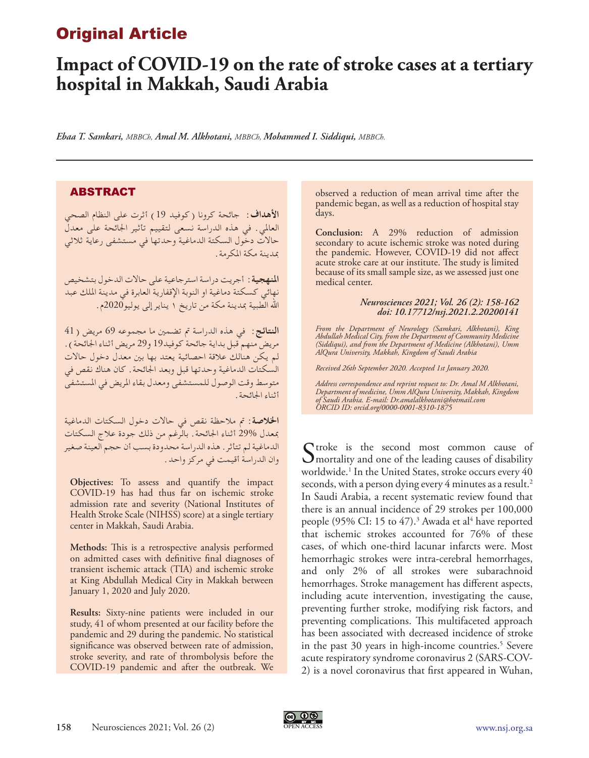# Original Article

# Impact of COVID-19 on the rate of stroke cases at a tertiary hospital in Makkah, Saudi Arabia

*Ebaa T. Samkari, MBBCh, Amal M. Alkhotani, MBBCh, Mohammed I. Siddiqui, MBBCh.*

## ABSTRACT

**الأهداف:** جائحة كرونا (كوفيد 19) أثرت على النظام الصحي العالمي. في هذه الدراسة نسعى لتقييم تأثير الجائحة على معدل حالات دخول السكتة الدماغية وحدتها في مستشفى رعاية ثلاثي بمدينة مكة المكرمة.

**المنهجية:** أجريت دراسة استرجاعية على حالات الدخول بتشخيص نهائي كسكتة دماغية او النوبة الإقفارية العابرة في مدينة الملك عبد الله الطبية بمدينة مكة من تاريخ ١ يناير إلى يوليو2020م.

**النتائج:** في هذه الدراسة تم تضمين ما مجموعه 69 مريض (41 مريض منهم قبل بداية جائحة كوفيد19 و29 مريض أثناء الجائحة). لم يكن هنالك علاقة احصائية يعتد بها بين معدل دخول حالات السكتات الدماغية وحدتها قبل وبعد الجائحة. كان هناك نقص في متوسط وقت الوصول للمستشفى ومعدل بقاء المريض في المستشفى أثناء الجائحة.

**الخلاصة:** تم ملاحظة نقص في حالات دخول السكتات الدماغية بمعدل 29% أثناء الجائحة. بالرغم من ذلك جودة علاج السكتات الدماغية لم تتأثر. هذه الدراسة محدودة بسبب أن حجم العينة صغير وان الدراسة أقيمت في مركز واحد.

**Objectives:** To assess and quantify the impact COVID-19 has had thus far on ischemic stroke admission rate and severity (National Institutes of Health Stroke Scale (NIHSS) score) at a single tertiary center in Makkah, Saudi Arabia.

**Methods:** This is a retrospective analysis performed on admitted cases with definitive final diagnoses of transient ischemic attack (TIA) and ischemic stroke at King Abdullah Medical City in Makkah between January 1, 2020 and July 2020.

**Results:** Sixty-nine patients were included in our study, 41 of whom presented at our facility before the pandemic and 29 during the pandemic. No statistical significance was observed between rate of admission, stroke severity, and rate of thrombolysis before the COVID-19 pandemic and after the outbreak. We observed a reduction of mean arrival time after the pandemic began, as well as a reduction of hospital stay days.

**Conclusion:** A 29% reduction of admission secondary to acute ischemic stroke was noted during the pandemic. However, COVID-19 did not affect acute stroke care at our institute. The study is limited because of its small sample size, as we assessed just one medical center.

*Neurosciences 2021; Vol. 26 (2): 158-162*
*doi: 10.17712/nsj.2021.2.20200141*

*From the Department of Neurology (Samkari, Alkhotani), King Abdullah Medical City, from the Department of Community Medicine (Siddiqui), and from the Department of Medicine (Alkhotani), Umm AlQura University, Makkah, Kingdom of Saudi Arabia*

*Received 26th September 2020. Accepted 1st January 2020.*

*Address correspondence and reprint request to: Dr. Amal M Alkhotani, Department of medicine, Umm AlQura University, Makkah, Kingdom of Saudi Arabia. E-mail: Dr.amalalkhotani@hotmail.com ORCID ID: orcid.org/0000-0001-8310-1875*

Stroke is the second most common cause of mortality and one of the leading causes of disability worldwide.[1] In the United States, stroke occurs every 40 seconds, with a person dying every 4 minutes as a result.[2] In Saudi Arabia, a recent systematic review found that there is an annual incidence of 29 strokes per 100,000 people (95% CI: 15 to 47).[3] Awada et al[4] have reported that ischemic strokes accounted for 76% of these cases, of which one-third lacunar infarcts were. Most hemorrhagic strokes were intra-cerebral hemorrhages, and only 2% of all strokes were subarachnoid hemorrhages. Stroke management has different aspects, including acute intervention, investigating the cause, preventing further stroke, modifying risk factors, and preventing complications. This multifaceted approach has been associated with decreased incidence of stroke in the past 30 years in high-income countries.[5] Severe acute respiratory syndrome coronavirus 2 (SARS-COV-2) is a novel coronavirus that first appeared in Wuhan,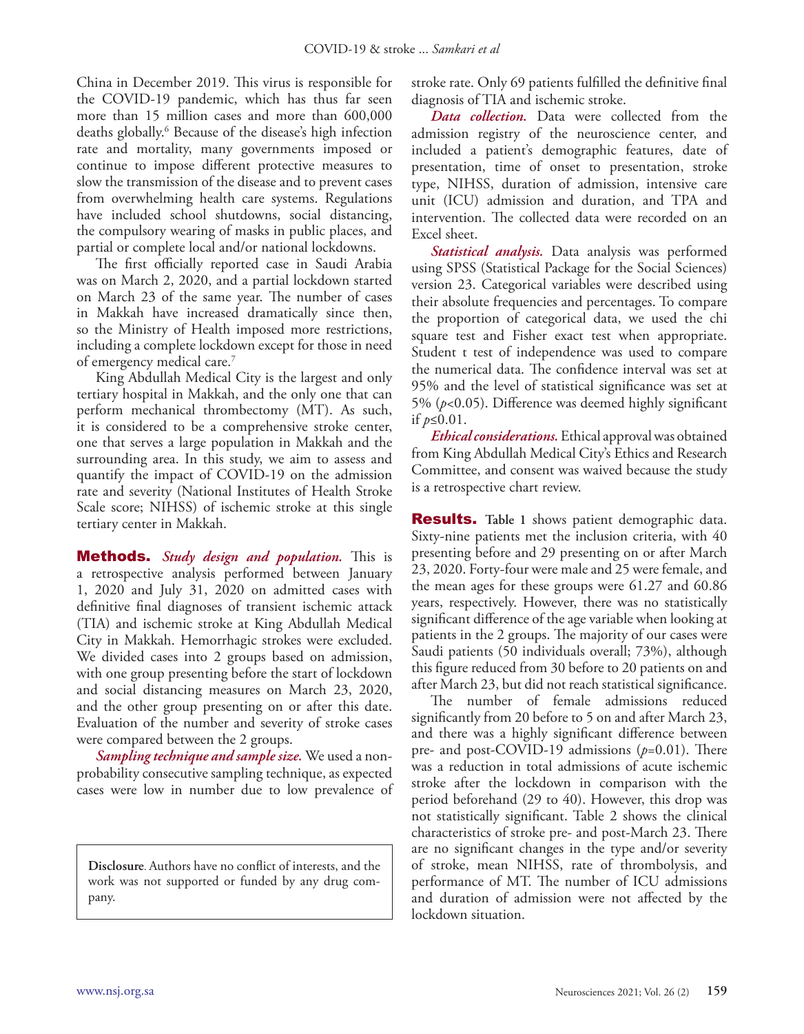China in December 2019. This virus is responsible for the COVID-19 pandemic, which has thus far seen more than 15 million cases and more than 600,000 deaths globally.[6] Because of the disease's high infection rate and mortality, many governments imposed or continue to impose different protective measures to slow the transmission of the disease and to prevent cases from overwhelming health care systems. Regulations have included school shutdowns, social distancing, the compulsory wearing of masks in public places, and partial or complete local and/or national lockdowns.

The first officially reported case in Saudi Arabia was on March 2, 2020, and a partial lockdown started on March 23 of the same year. The number of cases in Makkah have increased dramatically since then, so the Ministry of Health imposed more restrictions, including a complete lockdown except for those in need of emergency medical care.[7]

King Abdullah Medical City is the largest and only tertiary hospital in Makkah, and the only one that can perform mechanical thrombectomy (MT). As such, it is considered to be a comprehensive stroke center, one that serves a large population in Makkah and the surrounding area. In this study, we aim to assess and quantify the impact of COVID-19 on the admission rate and severity (National Institutes of Health Stroke Scale score; NIHSS) of ischemic stroke at this single tertiary center in Makkah.

## Methods.

***Study design and population.*** This is a retrospective analysis performed between January 1, 2020 and July 31, 2020 on admitted cases with definitive final diagnoses of transient ischemic attack (TIA) and ischemic stroke at King Abdullah Medical City in Makkah. Hemorrhagic strokes were excluded. We divided cases into 2 groups based on admission, with one group presenting before the start of lockdown and social distancing measures on March 23, 2020, and the other group presenting on or after this date. Evaluation of the number and severity of stroke cases were compared between the 2 groups.

***Sampling technique and sample size.*** We used a non-probability consecutive sampling technique, as expected cases were low in number due to low prevalence of stroke rate. Only 69 patients fulfilled the definitive final diagnosis of TIA and ischemic stroke.

***Data collection.*** Data were collected from the admission registry of the neuroscience center, and included a patient's demographic features, date of presentation, time of onset to presentation, stroke type, NIHSS, duration of admission, intensive care unit (ICU) admission and duration, and TPA and intervention. The collected data were recorded on an Excel sheet.

***Statistical analysis.*** Data analysis was performed using SPSS (Statistical Package for the Social Sciences) version 23. Categorical variables were described using their absolute frequencies and percentages. To compare the proportion of categorical data, we used the chi square test and Fisher exact test when appropriate. Student t test of independence was used to compare the numerical data. The confidence interval was set at 95% and the level of statistical significance was set at 5% ($p<0.05$). Difference was deemed highly significant if $p\leq0.01$.

***Ethical considerations.*** Ethical approval was obtained from King Abdullah Medical City's Ethics and Research Committee, and consent was waived because the study is a retrospective chart review.

## Results.

**Table 1** shows patient demographic data. Sixty-nine patients met the inclusion criteria, with 40 presenting before and 29 presenting on or after March 23, 2020. Forty-four were male and 25 were female, and the mean ages for these groups were 61.27 and 60.86 years, respectively. However, there was no statistically significant difference of the age variable when looking at patients in the 2 groups. The majority of our cases were Saudi patients (50 individuals overall; 73%), although this figure reduced from 30 before to 20 patients on and after March 23, but did not reach statistical significance.

The number of female admissions reduced significantly from 20 before to 5 on and after March 23, and there was a highly significant difference between pre- and post-COVID-19 admissions ($p=0.01$). There was a reduction in total admissions of acute ischemic stroke after the lockdown in comparison with the period beforehand (29 to 40). However, this drop was not statistically significant. Table 2 shows the clinical characteristics of stroke pre- and post-March 23. There are no significant changes in the type and/or severity of stroke, mean NIHSS, rate of thrombolysis, and performance of MT. The number of ICU admissions and duration of admission were not affected by the lockdown situation.

**Disclosure**. Authors have no conflict of interests, and the work was not supported or funded by any drug company.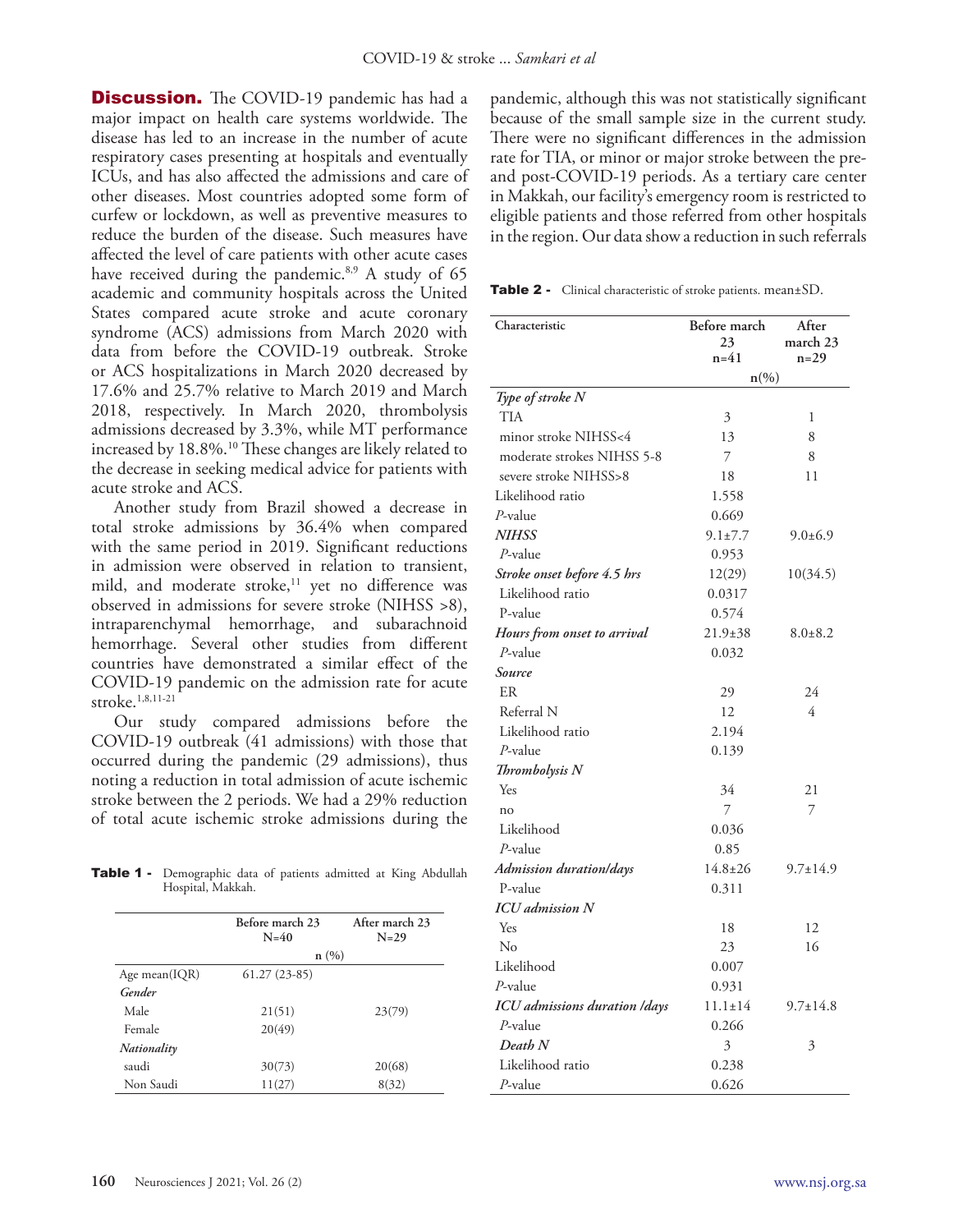**Discussion.** The COVID-19 pandemic has had a major impact on health care systems worldwide. The disease has led to an increase in the number of acute respiratory cases presenting at hospitals and eventually ICUs, and has also affected the admissions and care of other diseases. Most countries adopted some form of curfew or lockdown, as well as preventive measures to reduce the burden of the disease. Such measures have affected the level of care patients with other acute cases have received during the pandemic.[8,9] A study of 65 academic and community hospitals across the United States compared acute stroke and acute coronary syndrome (ACS) admissions from March 2020 with data from before the COVID-19 outbreak. Stroke or ACS hospitalizations in March 2020 decreased by 17.6% and 25.7% relative to March 2019 and March 2018, respectively. In March 2020, thrombolysis admissions decreased by 3.3%, while MT performance increased by 18.8%.[10] These changes are likely related to the decrease in seeking medical advice for patients with acute stroke and ACS.

Another study from Brazil showed a decrease in total stroke admissions by 36.4% when compared with the same period in 2019. Significant reductions in admission were observed in relation to transient, mild, and moderate stroke,[11] yet no difference was observed in admissions for severe stroke (NIHSS >8), intraparenchymal hemorrhage, and subarachnoid hemorrhage. Several other studies from different countries have demonstrated a similar effect of the COVID-19 pandemic on the admission rate for acute stroke.[1,8,11-21]

Our study compared admissions before the COVID-19 outbreak (41 admissions) with those that occurred during the pandemic (29 admissions), thus noting a reduction in total admission of acute ischemic stroke between the 2 periods. We had a 29% reduction of total acute ischemic stroke admissions during the pandemic, although this was not statistically significant because of the small sample size in the current study. There were no significant differences in the admission rate for TIA, or minor or major stroke between the pre- and post-COVID-19 periods. As a tertiary care center in Makkah, our facility's emergency room is restricted to eligible patients and those referred from other hospitals in the region. Our data show a reduction in such referrals

**Table 1 -** Demographic data of patients admitted at King Abdullah Hospital, Makkah.

| | Before march 23 N=40 | After march 23 N=29 |
|---|---|---|
| | n (%) | |
| Age mean(IQR) | 61.27 (23-85) | |
| ***Gender*** | | |
| Male | 21(51) | 23(79) |
| Female | 20(49) | |
| ***Nationality*** | | |
| saudi | 30(73) | 20(68) |
| Non Saudi | 11(27) | 8(32) |

**Table 2 -** Clinical characteristic of stroke patients. mean±SD.

| Characteristic | Before march 23 n=41 | After march 23 n=29 |
|---|---|---|
| | n(%) | |
| ***Type of stroke N*** | | |
| TIA | 3 | 1 |
| minor stroke NIHSS<4 | 13 | 8 |
| moderate strokes NIHSS 5-8 | 7 | 8 |
| severe stroke NIHSS>8 | 18 | 11 |
| Likelihood ratio | 1.558 | |
| *P*-value | 0.669 | |
| ***NIHSS*** | 9.1±7.7 | 9.0±6.9 |
| *P*-value | 0.953 | |
| ***Stroke onset before 4.5 hrs*** | 12(29) | 10(34.5) |
| Likelihood ratio | 0.0317 | |
| P-value | 0.574 | |
| ***Hours from onset to arrival*** | 21.9±38 | 8.0±8.2 |
| *P*-value | 0.032 | |
| ***Source*** | | |
| ER | 29 | 24 |
| Referral N | 12 | 4 |
| Likelihood ratio | 2.194 | |
| *P*-value | 0.139 | |
| ***Thrombolysis N*** | | |
| Yes | 34 | 21 |
| no | 7 | 7 |
| Likelihood | 0.036 | |
| *P*-value | 0.85 | |
| ***Admission duration/days*** | 14.8±26 | 9.7±14.9 |
| P-value | 0.311 | |
| ***ICU admission N*** | | |
| Yes | 18 | 12 |
| No | 23 | 16 |
| Likelihood | 0.007 | |
| *P*-value | 0.931 | |
| ***ICU admissions duration /days*** | 11.1±14 | 9.7±14.8 |
| *P*-value | 0.266 | |
| ***Death N*** | 3 | 3 |
| Likelihood ratio | 0.238 | |
| *P*-value | 0.626 | |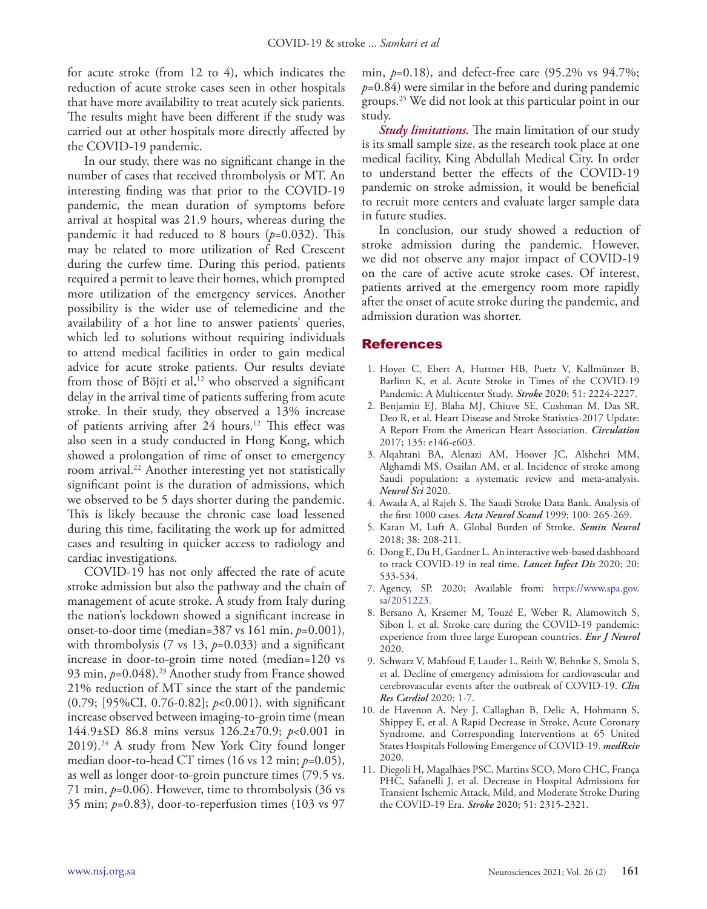for acute stroke (from 12 to 4), which indicates the reduction of acute stroke cases seen in other hospitals that have more availability to treat acutely sick patients. The results might have been different if the study was carried out at other hospitals more directly affected by the COVID-19 pandemic.

In our study, there was no significant change in the number of cases that received thrombolysis or MT. An interesting finding was that prior to the COVID-19 pandemic, the mean duration of symptoms before arrival at hospital was 21.9 hours, whereas during the pandemic it had reduced to 8 hours ($p$=0.032). This may be related to more utilization of Red Crescent during the curfew time. During this period, patients required a permit to leave their homes, which prompted more utilization of the emergency services. Another possibility is the wider use of telemedicine and the availability of a hot line to answer patients' queries, which led to solutions without requiring individuals to attend medical facilities in order to gain medical advice for acute stroke patients. Our results deviate from those of Böjti et al,[12] who observed a significant delay in the arrival time of patients suffering from acute stroke. In their study, they observed a 13% increase of patients arriving after 24 hours.[12] This effect was also seen in a study conducted in Hong Kong, which showed a prolongation of time of onset to emergency room arrival.[22] Another interesting yet not statistically significant point is the duration of admissions, which we observed to be 5 days shorter during the pandemic. This is likely because the chronic case load lessened during this time, facilitating the work up for admitted cases and resulting in quicker access to radiology and cardiac investigations.

COVID-19 has not only affected the rate of acute stroke admission but also the pathway and the chain of management of acute stroke. A study from Italy during the nation's lockdown showed a significant increase in onset-to-door time (median=387 vs 161 min, $p$=0.001), with thrombolysis (7 vs 13, $p$=0.033) and a significant increase in door-to-groin time noted (median=120 vs 93 min, $p$=0.048).[23] Another study from France showed 21% reduction of MT since the start of the pandemic (0.79; [95%CI, 0.76-0.82]; $p$<0.001), with significant increase observed between imaging-to-groin time (mean 144.9±SD 86.8 mins versus 126.2±70.9; $p$<0.001 in 2019).[24] A study from New York City found longer median door-to-head CT times (16 vs 12 min; $p$=0.05), as well as longer door-to-groin puncture times (79.5 vs. 71 min, $p$=0.06). However, time to thrombolysis (36 vs 35 min; $p$=0.83), door-to-reperfusion times (103 vs 97 min, $p$=0.18), and defect-free care (95.2% vs 94.7%; $p$=0.84) were similar in the before and during pandemic groups.[25] We did not look at this particular point in our study.

***Study limitations.*** The main limitation of our study is its small sample size, as the research took place at one medical facility, King Abdullah Medical City. In order to understand better the effects of the COVID-19 pandemic on stroke admission, it would be beneficial to recruit more centers and evaluate larger sample data in future studies.

In conclusion, our study showed a reduction of stroke admission during the pandemic. However, we did not observe any major impact of COVID-19 on the care of active acute stroke cases. Of interest, patients arrived at the emergency room more rapidly after the onset of acute stroke during the pandemic, and admission duration was shorter.

## References

1. Hoyer C, Ebert A, Huttner HB, Puetz V, Kallmünzer B, Barlinn K, et al. Acute Stroke in Times of the COVID-19 Pandemic: A Multicenter Study. ***Stroke*** 2020; 51: 2224-2227.
2. Benjamin EJ, Blaha MJ, Chiuve SE, Cushman M, Das SR, Deo R, et al. Heart Disease and Stroke Statistics-2017 Update: A Report From the American Heart Association. ***Circulation*** 2017; 135: e146-e603.
3. Alqahtani BA, Alenazi AM, Hoover JC, Alshehri MM, Alghamdi MS, Osailan AM, et al. Incidence of stroke among Saudi population: a systematic review and meta-analysis. ***Neurol Sci*** 2020.
4. Awada A, al Rajeh S. The Saudi Stroke Data Bank. Analysis of the first 1000 cases. ***Acta Neurol Scand*** 1999; 100: 265-269.
5. Katan M, Luft A. Global Burden of Stroke. ***Semin Neurol*** 2018; 38: 208-211.
6. Dong E, Du H, Gardner L. An interactive web-based dashboard to track COVID-19 in real time. ***Lancet Infect Dis*** 2020; 20: 533-534.
7. Agency, SP. 2020; Available from: https://www.spa.gov.sa/2051223.
8. Bersano A, Kraemer M, Touzé E, Weber R, Alamowitch S, Sibon I, et al. Stroke care during the COVID-19 pandemic: experience from three large European countries. ***Eur J Neurol*** 2020.
9. Schwarz V, Mahfoud F, Lauder L, Reith W, Behnke S, Smola S, et al. Decline of emergency admissions for cardiovascular and cerebrovascular events after the outbreak of COVID-19. ***Clin Res Cardiol*** 2020: 1-7.
10. de Havenon A, Ney J, Callaghan B, Delic A, Hohmann S, Shippey E, et al. A Rapid Decrease in Stroke, Acute Coronary Syndrome, and Corresponding Interventions at 65 United States Hospitals Following Emergence of COVID-19. ***medRxiv*** 2020.
11. Diegoli H, Magalhães PSC, Martins SCO, Moro CHC, França PHC, Safanelli J, et al. Decrease in Hospital Admissions for Transient Ischemic Attack, Mild, and Moderate Stroke During the COVID-19 Era. ***Stroke*** 2020; 51: 2315-2321.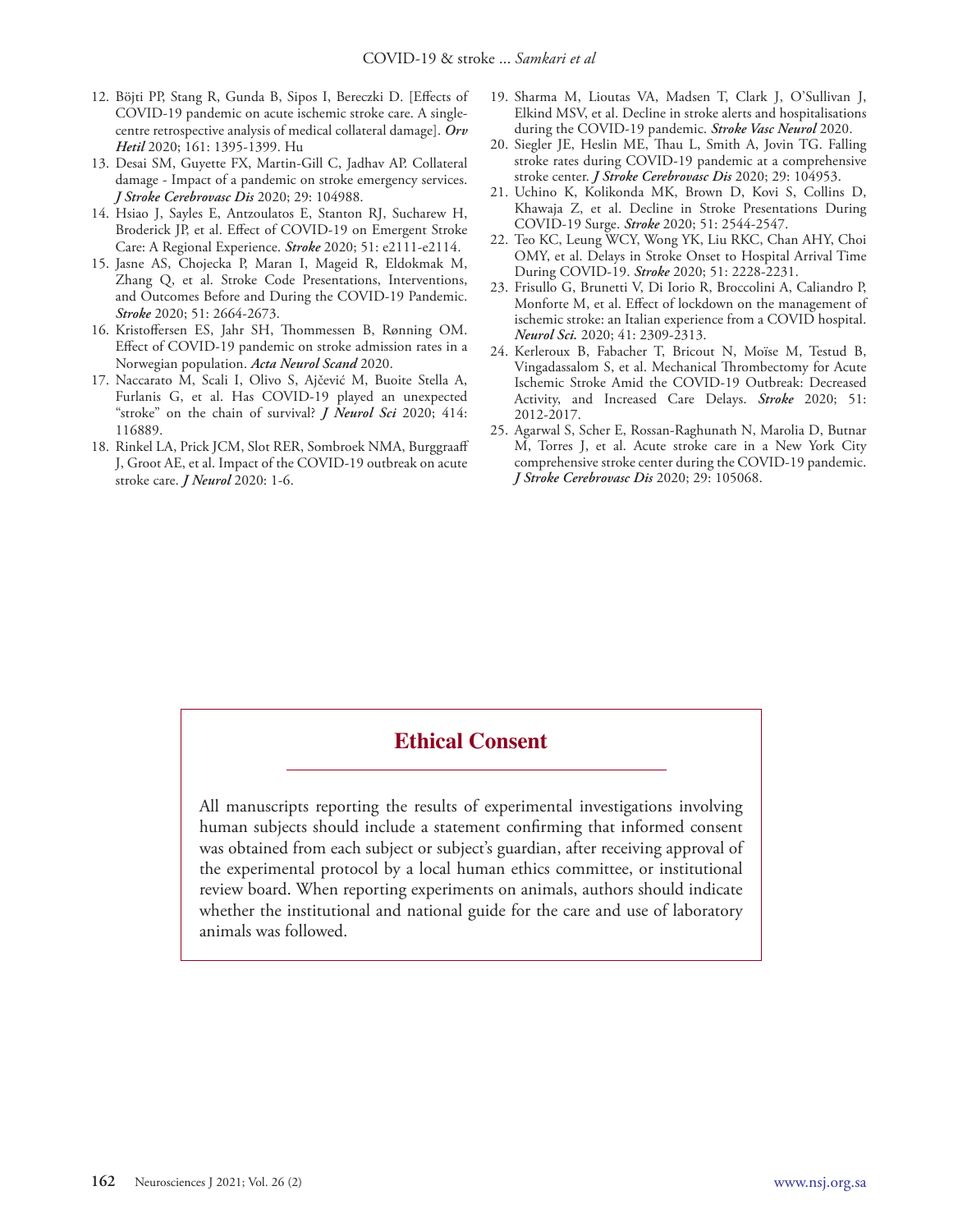12. Böjti PP, Stang R, Gunda B, Sipos I, Bereczki D. [Effects of COVID-19 pandemic on acute ischemic stroke care. A single-centre retrospective analysis of medical collateral damage]. ***Orv Hetil*** 2020; 161: 1395-1399. Hu
13. Desai SM, Guyette FX, Martin-Gill C, Jadhav AP. Collateral damage - Impact of a pandemic on stroke emergency services. ***J Stroke Cerebrovasc Dis*** 2020; 29: 104988.
14. Hsiao J, Sayles E, Antzoulatos E, Stanton RJ, Sucharew H, Broderick JP, et al. Effect of COVID-19 on Emergent Stroke Care: A Regional Experience. ***Stroke*** 2020; 51: e2111-e2114.
15. Jasne AS, Chojecka P, Maran I, Mageid R, Eldokmak M, Zhang Q, et al. Stroke Code Presentations, Interventions, and Outcomes Before and During the COVID-19 Pandemic. ***Stroke*** 2020; 51: 2664-2673.
16. Kristoffersen ES, Jahr SH, Thommessen B, Rønning OM. Effect of COVID-19 pandemic on stroke admission rates in a Norwegian population. ***Acta Neurol Scand*** 2020.
17. Naccarato M, Scali I, Olivo S, Ajčević M, Buoite Stella A, Furlanis G, et al. Has COVID-19 played an unexpected "stroke" on the chain of survival? ***J Neurol Sci*** 2020; 414: 116889.
18. Rinkel LA, Prick JCM, Slot RER, Sombroek NMA, Burggraaff J, Groot AE, et al. Impact of the COVID-19 outbreak on acute stroke care. ***J Neurol*** 2020: 1-6.
19. Sharma M, Lioutas VA, Madsen T, Clark J, O'Sullivan J, Elkind MSV, et al. Decline in stroke alerts and hospitalisations during the COVID-19 pandemic. ***Stroke Vasc Neurol*** 2020.
20. Siegler JE, Heslin ME, Thau L, Smith A, Jovin TG. Falling stroke rates during COVID-19 pandemic at a comprehensive stroke center. ***J Stroke Cerebrovasc Dis*** 2020; 29: 104953.
21. Uchino K, Kolikonda MK, Brown D, Kovi S, Collins D, Khawaja Z, et al. Decline in Stroke Presentations During COVID-19 Surge. ***Stroke*** 2020; 51: 2544-2547.
22. Teo KC, Leung WCY, Wong YK, Liu RKC, Chan AHY, Choi OMY, et al. Delays in Stroke Onset to Hospital Arrival Time During COVID-19. ***Stroke*** 2020; 51: 2228-2231.
23. Frisullo G, Brunetti V, Di Iorio R, Broccolini A, Caliandro P, Monforte M, et al. Effect of lockdown on the management of ischemic stroke: an Italian experience from a COVID hospital. ***Neurol Sci.*** 2020; 41: 2309-2313.
24. Kerleroux B, Fabacher T, Bricout N, Moïse M, Testud B, Vingadassalom S, et al. Mechanical Thrombectomy for Acute Ischemic Stroke Amid the COVID-19 Outbreak: Decreased Activity, and Increased Care Delays. ***Stroke*** 2020; 51: 2012-2017.
25. Agarwal S, Scher E, Rossan-Raghunath N, Marolia D, Butnar M, Torres J, et al. Acute stroke care in a New York City comprehensive stroke center during the COVID-19 pandemic. ***J Stroke Cerebrovasc Dis*** 2020; 29: 105068.

## Ethical Consent

All manuscripts reporting the results of experimental investigations involving human subjects should include a statement confirming that informed consent was obtained from each subject or subject's guardian, after receiving approval of the experimental protocol by a local human ethics committee, or institutional review board. When reporting experiments on animals, authors should indicate whether the institutional and national guide for the care and use of laboratory animals was followed.